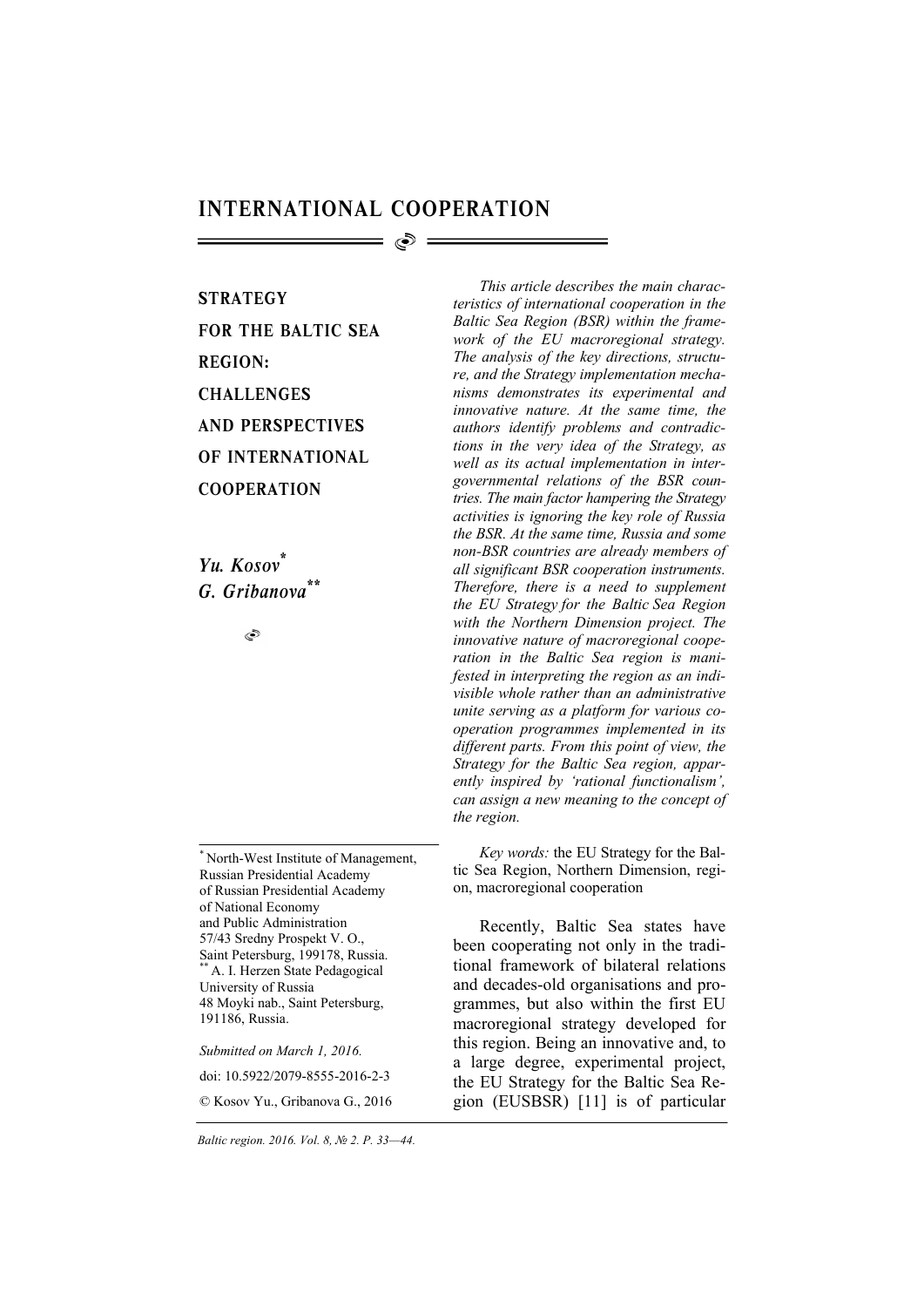# INTERNATIONAL COOPERATION

## STRATEGY FOR THE BALTIC SEA REGION: CHALLENGES AND PERSPECTIVES OF INTERNATIONAL COOPERATION

***Yu. Kosov*** [*]
***G. Gribanova*** [**]

*This article describes the main characteristics of international cooperation in the Baltic Sea Region (BSR) within the framework of the EU macroregional strategy. The analysis of the key directions, structure, and the Strategy implementation mechanisms demonstrates its experimental and innovative nature. At the same time, the authors identify problems and contradictions in the very idea of the Strategy, as well as its actual implementation in intergovernmental relations of the BSR countries. The main factor hampering the Strategy activities is ignoring the key role of Russia the BSR. At the same time, Russia and some non-BSR countries are already members of all significant BSR cooperation instruments. Therefore, there is a need to supplement the EU Strategy for the Baltic Sea Region with the Northern Dimension project. The innovative nature of macroregional cooperation in the Baltic Sea region is manifested in interpreting the region as an indivisible whole rather than an administrative unite serving as a platform for various cooperation programmes implemented in its different parts. From this point of view, the Strategy for the Baltic Sea region, apparently inspired by 'rational functionalism', can assign a new meaning to the concept of the region.*

*Key words:* the EU Strategy for the Baltic Sea Region, Northern Dimension, region, macroregional cooperation

Recently, Baltic Sea states have been cooperating not only in the traditional framework of bilateral relations and decades-old organisations and programmes, but also within the first EU macroregional strategy developed for this region. Being an innovative and, to a large degree, experimental project, the EU Strategy for the Baltic Sea Region (EUSBSR) [11] is of particular

---

[*] North-West Institute of Management, Russian Presidential Academy of Russian Presidential Academy of National Economy and Public Administration
57/43 Sredny Prospekt V. O., Saint Petersburg, 199178, Russia.

[**] A. I. Herzen State Pedagogical University of Russia
48 Moyki nab., Saint Petersburg, 191186, Russia.

*Submitted on March 1, 2016.*

doi: 10.5922/2079-8555-2016-2-3

© Kosov Yu., Gribanova G., 2016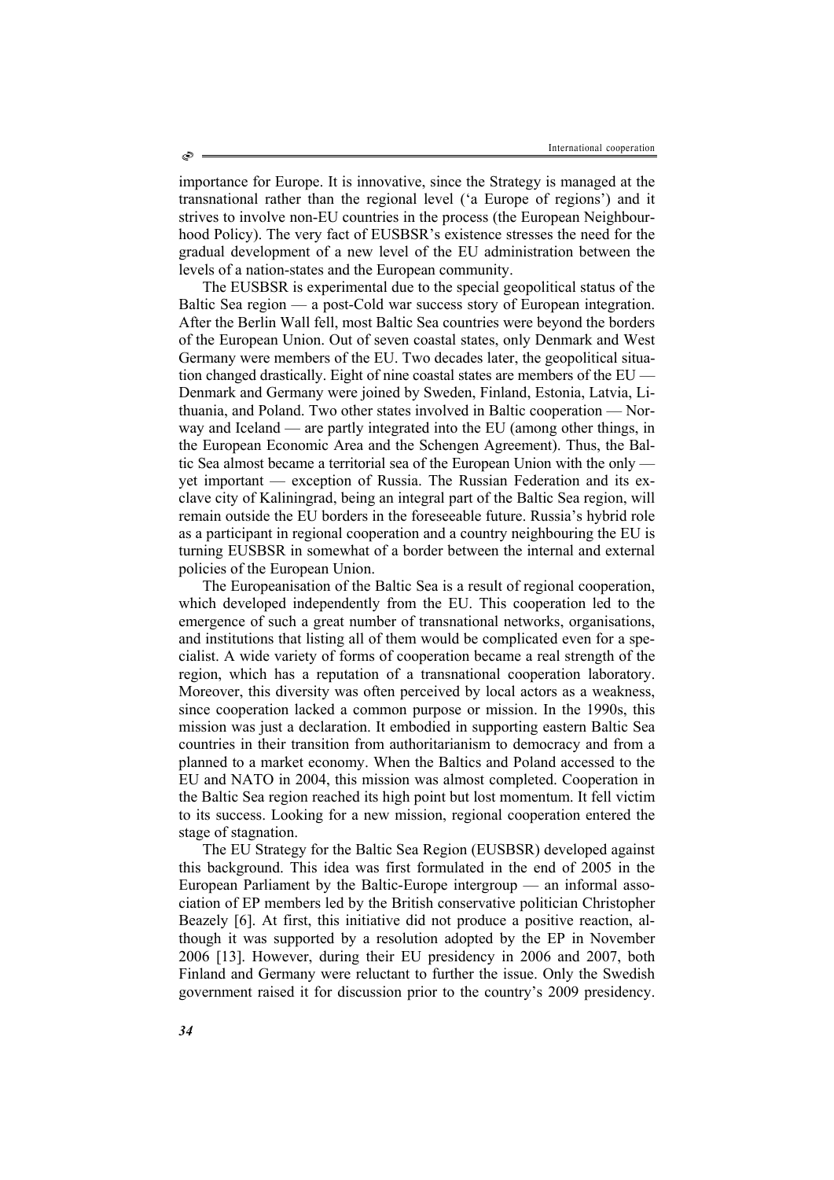importance for Europe. It is innovative, since the Strategy is managed at the transnational rather than the regional level ('a Europe of regions') and it strives to involve non-EU countries in the process (the European Neighbourhood Policy). The very fact of EUSBSR's existence stresses the need for the gradual development of a new level of the EU administration between the levels of a nation-states and the European community.

The EUSBSR is experimental due to the special geopolitical status of the Baltic Sea region — a post-Cold war success story of European integration. After the Berlin Wall fell, most Baltic Sea countries were beyond the borders of the European Union. Out of seven coastal states, only Denmark and West Germany were members of the EU. Two decades later, the geopolitical situation changed drastically. Eight of nine coastal states are members of the EU — Denmark and Germany were joined by Sweden, Finland, Estonia, Latvia, Lithuania, and Poland. Two other states involved in Baltic cooperation — Norway and Iceland — are partly integrated into the EU (among other things, in the European Economic Area and the Schengen Agreement). Thus, the Baltic Sea almost became a territorial sea of the European Union with the only — yet important — exception of Russia. The Russian Federation and its exclave city of Kaliningrad, being an integral part of the Baltic Sea region, will remain outside the EU borders in the foreseeable future. Russia's hybrid role as a participant in regional cooperation and a country neighbouring the EU is turning EUSBSR in somewhat of a border between the internal and external policies of the European Union.

The Europeanisation of the Baltic Sea is a result of regional cooperation, which developed independently from the EU. This cooperation led to the emergence of such a great number of transnational networks, organisations, and institutions that listing all of them would be complicated even for a specialist. A wide variety of forms of cooperation became a real strength of the region, which has a reputation of a transnational cooperation laboratory. Moreover, this diversity was often perceived by local actors as a weakness, since cooperation lacked a common purpose or mission. In the 1990s, this mission was just a declaration. It embodied in supporting eastern Baltic Sea countries in their transition from authoritarianism to democracy and from a planned to a market economy. When the Baltics and Poland accessed to the EU and NATO in 2004, this mission was almost completed. Cooperation in the Baltic Sea region reached its high point but lost momentum. It fell victim to its success. Looking for a new mission, regional cooperation entered the stage of stagnation.

The EU Strategy for the Baltic Sea Region (EUSBSR) developed against this background. This idea was first formulated in the end of 2005 in the European Parliament by the Baltic-Europe intergroup — an informal association of EP members led by the British conservative politician Christopher Beazely [6]. At first, this initiative did not produce a positive reaction, although it was supported by a resolution adopted by the EP in November 2006 [13]. However, during their EU presidency in 2006 and 2007, both Finland and Germany were reluctant to further the issue. Only the Swedish government raised it for discussion prior to the country's 2009 presidency.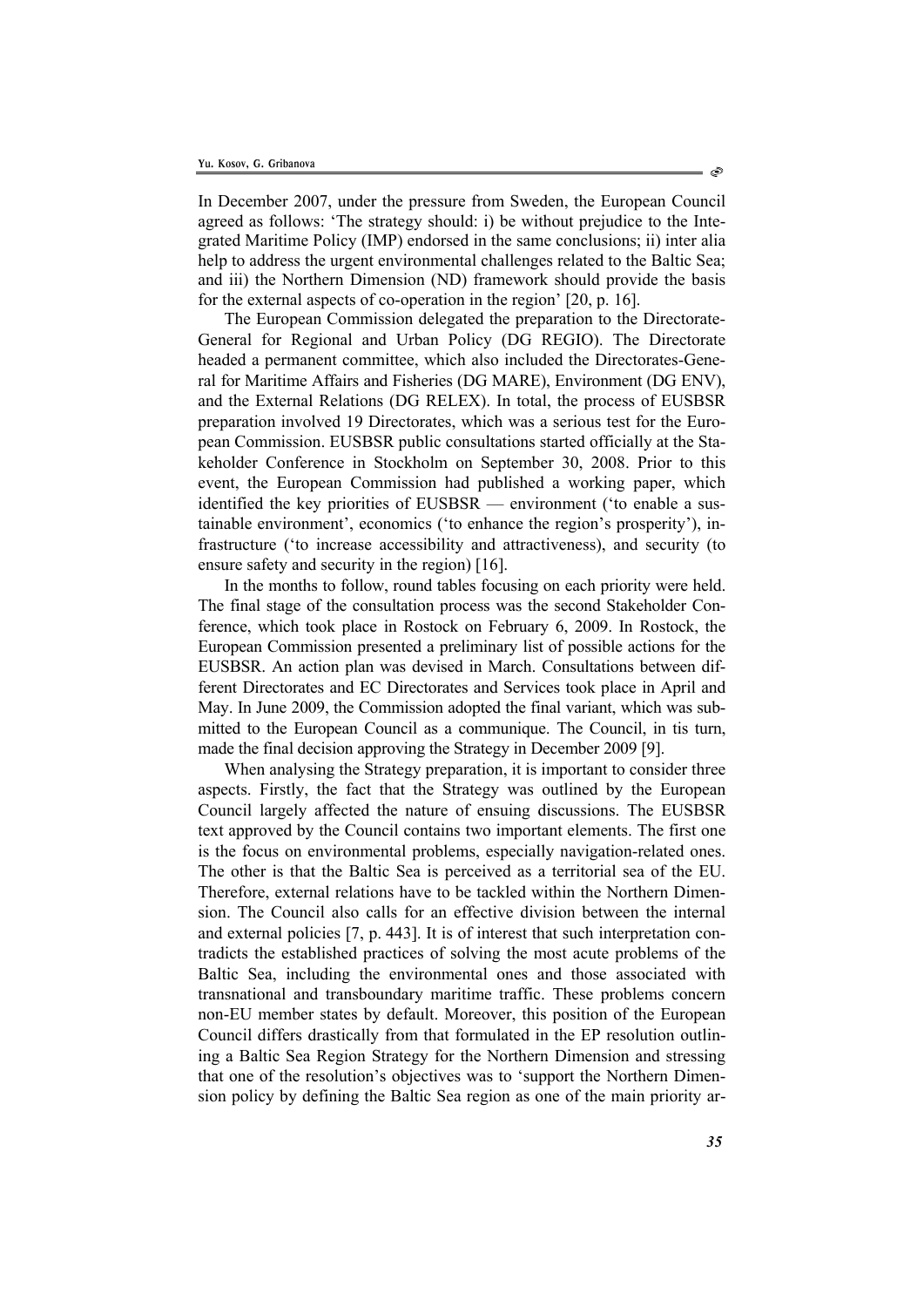In December 2007, under the pressure from Sweden, the European Council agreed as follows: 'The strategy should: i) be without prejudice to the Integrated Maritime Policy (IMP) endorsed in the same conclusions; ii) inter alia help to address the urgent environmental challenges related to the Baltic Sea; and iii) the Northern Dimension (ND) framework should provide the basis for the external aspects of co-operation in the region' [20, p. 16].

The European Commission delegated the preparation to the Directorate-General for Regional and Urban Policy (DG REGIO). The Directorate headed a permanent committee, which also included the Directorates-General for Maritime Affairs and Fisheries (DG MARE), Environment (DG ENV), and the External Relations (DG RELEX). In total, the process of EUSBSR preparation involved 19 Directorates, which was a serious test for the European Commission. EUSBSR public consultations started officially at the Stakeholder Conference in Stockholm on September 30, 2008. Prior to this event, the European Commission had published a working paper, which identified the key priorities of EUSBSR — environment ('to enable a sustainable environment', economics ('to enhance the region's prosperity'), infrastructure ('to increase accessibility and attractiveness), and security (to ensure safety and security in the region) [16].

In the months to follow, round tables focusing on each priority were held. The final stage of the consultation process was the second Stakeholder Conference, which took place in Rostock on February 6, 2009. In Rostock, the European Commission presented a preliminary list of possible actions for the EUSBSR. An action plan was devised in March. Consultations between different Directorates and EC Directorates and Services took place in April and May. In June 2009, the Commission adopted the final variant, which was submitted to the European Council as a communique. The Council, in tis turn, made the final decision approving the Strategy in December 2009 [9].

When analysing the Strategy preparation, it is important to consider three aspects. Firstly, the fact that the Strategy was outlined by the European Council largely affected the nature of ensuing discussions. The EUSBSR text approved by the Council contains two important elements. The first one is the focus on environmental problems, especially navigation-related ones. The other is that the Baltic Sea is perceived as a territorial sea of the EU. Therefore, external relations have to be tackled within the Northern Dimension. The Council also calls for an effective division between the internal and external policies [7, p. 443]. It is of interest that such interpretation contradicts the established practices of solving the most acute problems of the Baltic Sea, including the environmental ones and those associated with transnational and transboundary maritime traffic. These problems concern non-EU member states by default. Moreover, this position of the European Council differs drastically from that formulated in the EP resolution outlining a Baltic Sea Region Strategy for the Northern Dimension and stressing that one of the resolution's objectives was to 'support the Northern Dimension policy by defining the Baltic Sea region as one of the main priority ar-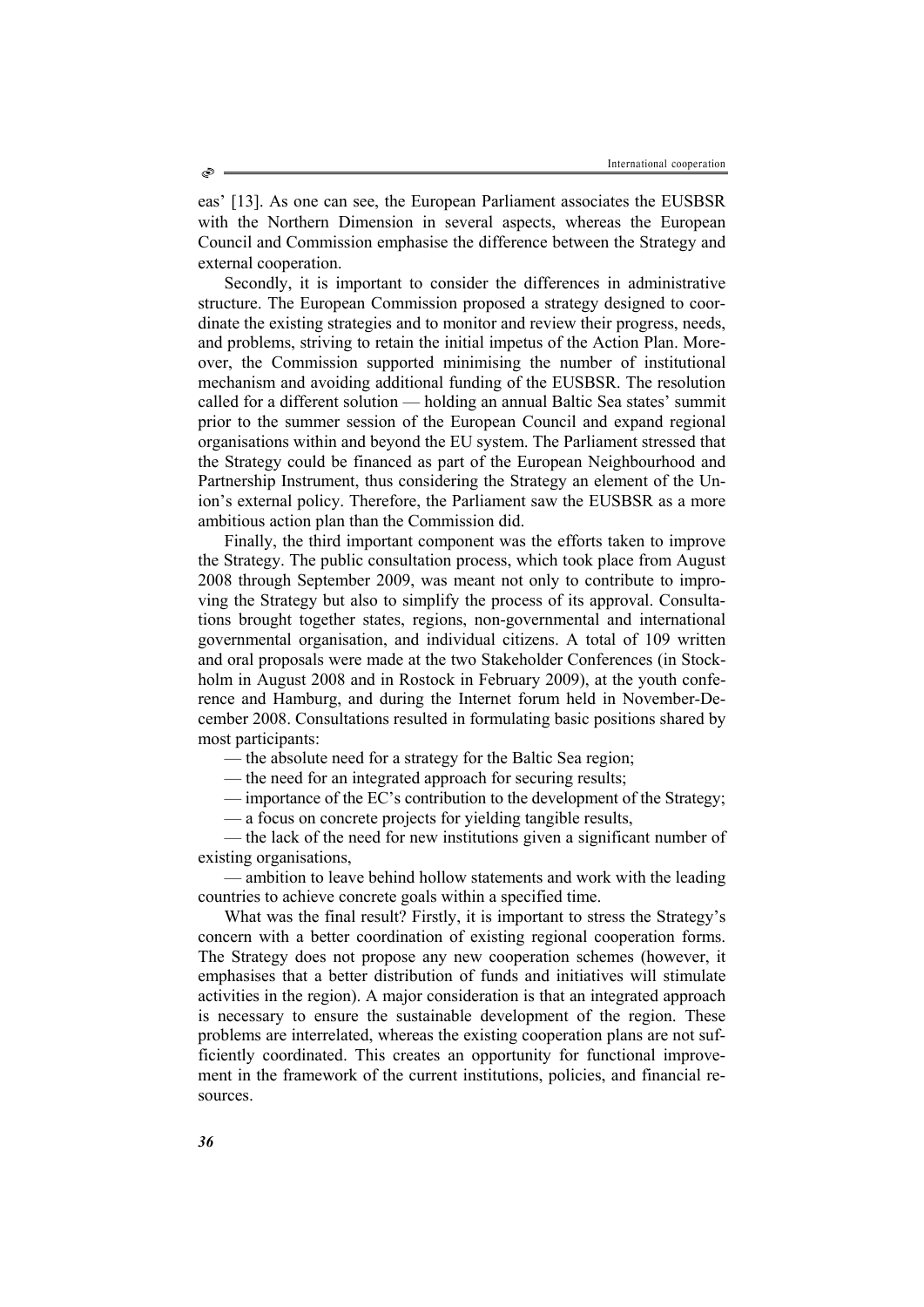eas' [13]. As one can see, the European Parliament associates the EUSBSR with the Northern Dimension in several aspects, whereas the European Council and Commission emphasise the difference between the Strategy and external cooperation.

Secondly, it is important to consider the differences in administrative structure. The European Commission proposed a strategy designed to coordinate the existing strategies and to monitor and review their progress, needs, and problems, striving to retain the initial impetus of the Action Plan. Moreover, the Commission supported minimising the number of institutional mechanism and avoiding additional funding of the EUSBSR. The resolution called for a different solution — holding an annual Baltic Sea states' summit prior to the summer session of the European Council and expand regional organisations within and beyond the EU system. The Parliament stressed that the Strategy could be financed as part of the European Neighbourhood and Partnership Instrument, thus considering the Strategy an element of the Union's external policy. Therefore, the Parliament saw the EUSBSR as a more ambitious action plan than the Commission did.

Finally, the third important component was the efforts taken to improve the Strategy. The public consultation process, which took place from August 2008 through September 2009, was meant not only to contribute to improving the Strategy but also to simplify the process of its approval. Consultations brought together states, regions, non-governmental and international governmental organisation, and individual citizens. A total of 109 written and oral proposals were made at the two Stakeholder Conferences (in Stockholm in August 2008 and in Rostock in February 2009), at the youth conference and Hamburg, and during the Internet forum held in November-December 2008. Consultations resulted in formulating basic positions shared by most participants:

— the absolute need for a strategy for the Baltic Sea region;

— the need for an integrated approach for securing results;

— importance of the EC's contribution to the development of the Strategy;

— a focus on concrete projects for yielding tangible results,

— the lack of the need for new institutions given a significant number of existing organisations,

— ambition to leave behind hollow statements and work with the leading countries to achieve concrete goals within a specified time.

What was the final result? Firstly, it is important to stress the Strategy's concern with a better coordination of existing regional cooperation forms. The Strategy does not propose any new cooperation schemes (however, it emphasises that a better distribution of funds and initiatives will stimulate activities in the region). A major consideration is that an integrated approach is necessary to ensure the sustainable development of the region. These problems are interrelated, whereas the existing cooperation plans are not sufficiently coordinated. This creates an opportunity for functional improvement in the framework of the current institutions, policies, and financial resources.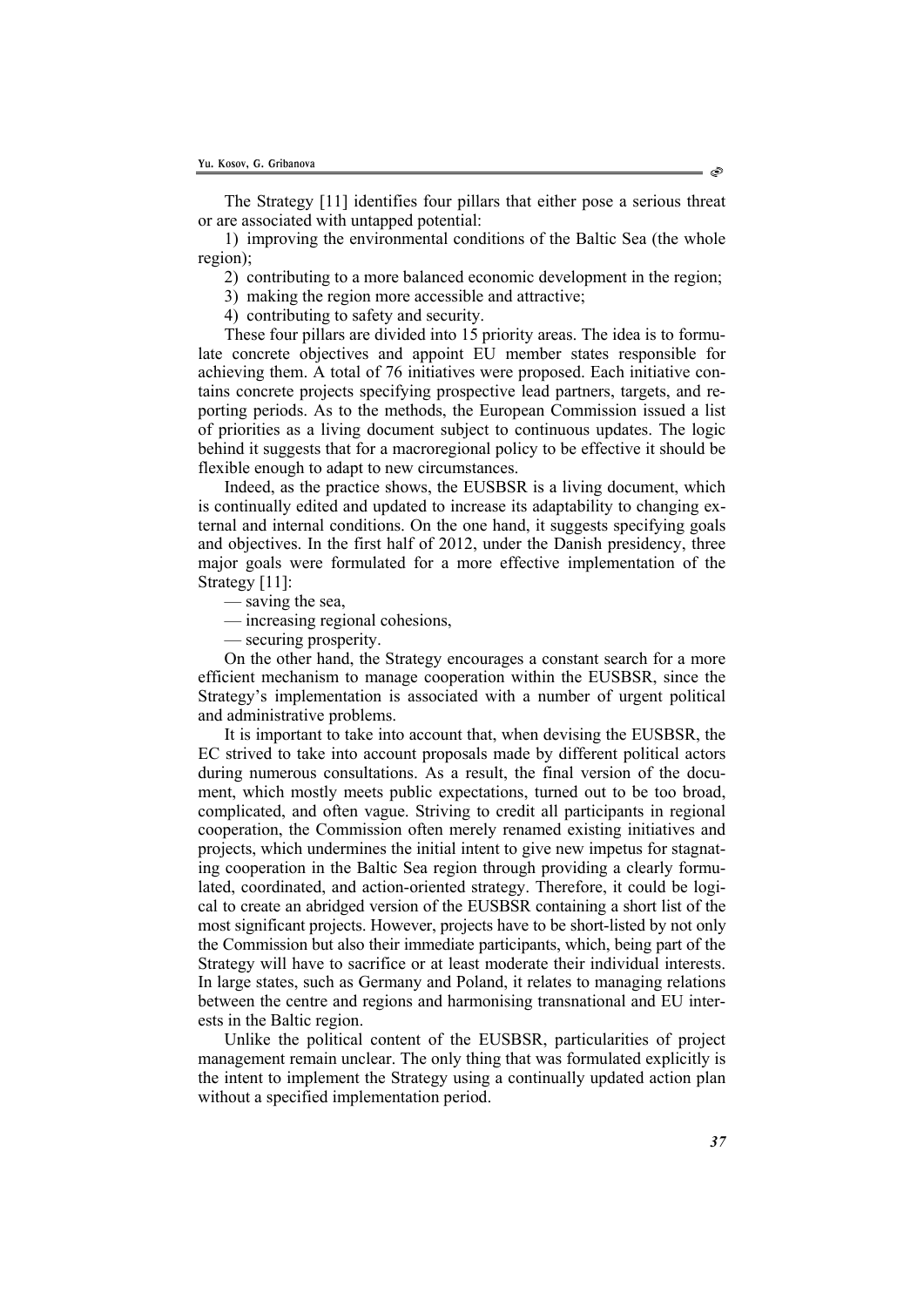The Strategy [11] identifies four pillars that either pose a serious threat or are associated with untapped potential:

1) improving the environmental conditions of the Baltic Sea (the whole region);

2) contributing to a more balanced economic development in the region;

3) making the region more accessible and attractive;

4) contributing to safety and security.

These four pillars are divided into 15 priority areas. The idea is to formulate concrete objectives and appoint EU member states responsible for achieving them. A total of 76 initiatives were proposed. Each initiative contains concrete projects specifying prospective lead partners, targets, and reporting periods. As to the methods, the European Commission issued a list of priorities as a living document subject to continuous updates. The logic behind it suggests that for a macroregional policy to be effective it should be flexible enough to adapt to new circumstances.

Indeed, as the practice shows, the EUSBSR is a living document, which is continually edited and updated to increase its adaptability to changing external and internal conditions. On the one hand, it suggests specifying goals and objectives. In the first half of 2012, under the Danish presidency, three major goals were formulated for a more effective implementation of the Strategy [11]:

— saving the sea,

— increasing regional cohesions,

— securing prosperity.

On the other hand, the Strategy encourages a constant search for a more efficient mechanism to manage cooperation within the EUSBSR, since the Strategy's implementation is associated with a number of urgent political and administrative problems.

It is important to take into account that, when devising the EUSBSR, the EC strived to take into account proposals made by different political actors during numerous consultations. As a result, the final version of the document, which mostly meets public expectations, turned out to be too broad, complicated, and often vague. Striving to credit all participants in regional cooperation, the Commission often merely renamed existing initiatives and projects, which undermines the initial intent to give new impetus for stagnating cooperation in the Baltic Sea region through providing a clearly formulated, coordinated, and action-oriented strategy. Therefore, it could be logical to create an abridged version of the EUSBSR containing a short list of the most significant projects. However, projects have to be short-listed by not only the Commission but also their immediate participants, which, being part of the Strategy will have to sacrifice or at least moderate their individual interests. In large states, such as Germany and Poland, it relates to managing relations between the centre and regions and harmonising transnational and EU interests in the Baltic region.

Unlike the political content of the EUSBSR, particularities of project management remain unclear. The only thing that was formulated explicitly is the intent to implement the Strategy using a continually updated action plan without a specified implementation period.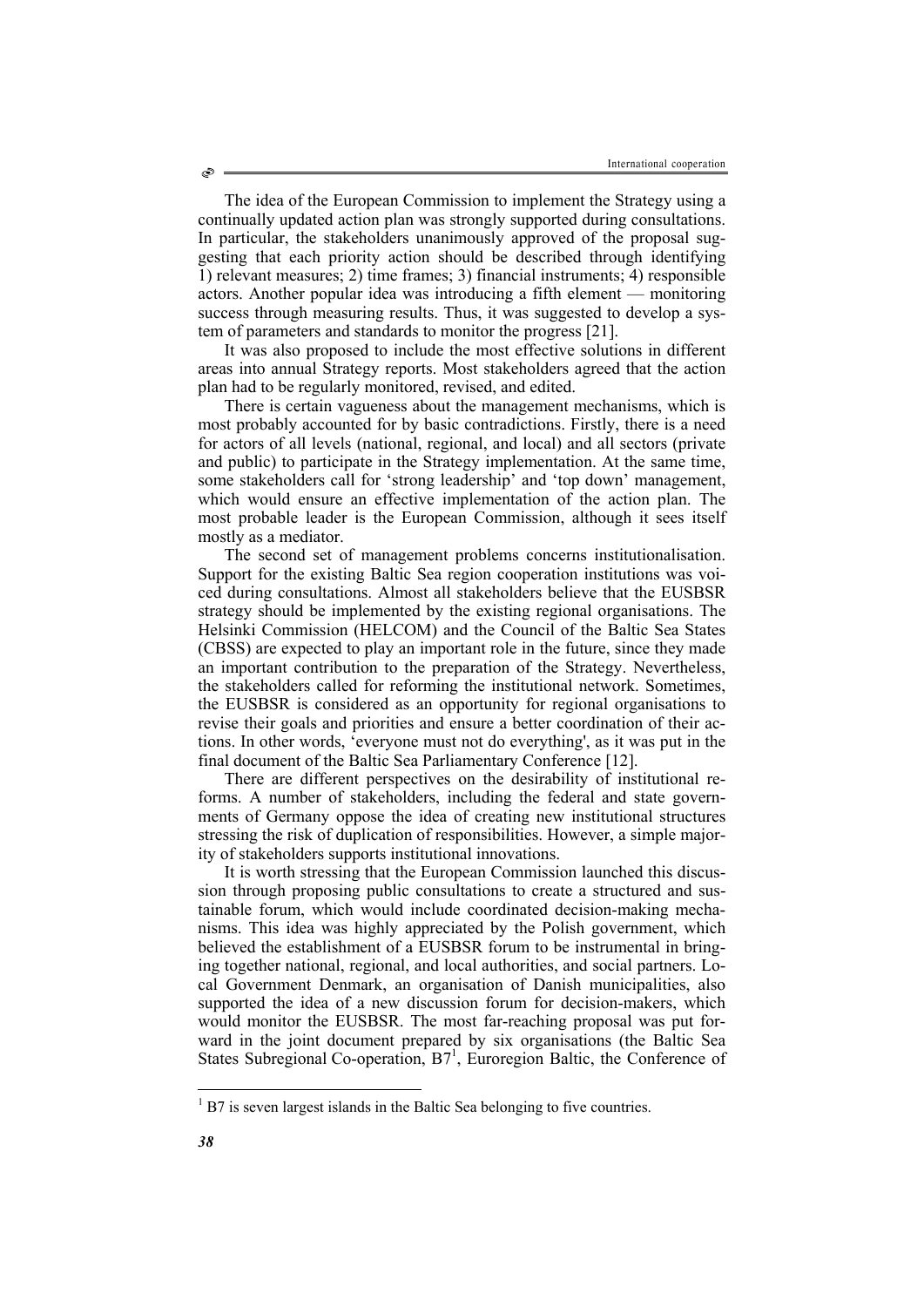The idea of the European Commission to implement the Strategy using a continually updated action plan was strongly supported during consultations. In particular, the stakeholders unanimously approved of the proposal suggesting that each priority action should be described through identifying 1) relevant measures; 2) time frames; 3) financial instruments; 4) responsible actors. Another popular idea was introducing a fifth element — monitoring success through measuring results. Thus, it was suggested to develop a system of parameters and standards to monitor the progress [21].

It was also proposed to include the most effective solutions in different areas into annual Strategy reports. Most stakeholders agreed that the action plan had to be regularly monitored, revised, and edited.

There is certain vagueness about the management mechanisms, which is most probably accounted for by basic contradictions. Firstly, there is a need for actors of all levels (national, regional, and local) and all sectors (private and public) to participate in the Strategy implementation. At the same time, some stakeholders call for 'strong leadership' and 'top down' management, which would ensure an effective implementation of the action plan. The most probable leader is the European Commission, although it sees itself mostly as a mediator.

The second set of management problems concerns institutionalisation. Support for the existing Baltic Sea region cooperation institutions was voiced during consultations. Almost all stakeholders believe that the EUSBSR strategy should be implemented by the existing regional organisations. The Helsinki Commission (HELCOM) and the Council of the Baltic Sea States (CBSS) are expected to play an important role in the future, since they made an important contribution to the preparation of the Strategy. Nevertheless, the stakeholders called for reforming the institutional network. Sometimes, the EUSBSR is considered as an opportunity for regional organisations to revise their goals and priorities and ensure a better coordination of their actions. In other words, 'everyone must not do everything', as it was put in the final document of the Baltic Sea Parliamentary Conference [12].

There are different perspectives on the desirability of institutional reforms. A number of stakeholders, including the federal and state governments of Germany oppose the idea of creating new institutional structures stressing the risk of duplication of responsibilities. However, a simple majority of stakeholders supports institutional innovations.

It is worth stressing that the European Commission launched this discussion through proposing public consultations to create a structured and sustainable forum, which would include coordinated decision-making mechanisms. This idea was highly appreciated by the Polish government, which believed the establishment of a EUSBSR forum to be instrumental in bringing together national, regional, and local authorities, and social partners. Local Government Denmark, an organisation of Danish municipalities, also supported the idea of a new discussion forum for decision-makers, which would monitor the EUSBSR. The most far-reaching proposal was put forward in the joint document prepared by six organisations (the Baltic Sea States Subregional Co-operation, B7[1], Euroregion Baltic, the Conference of

[1] B7 is seven largest islands in the Baltic Sea belonging to five countries.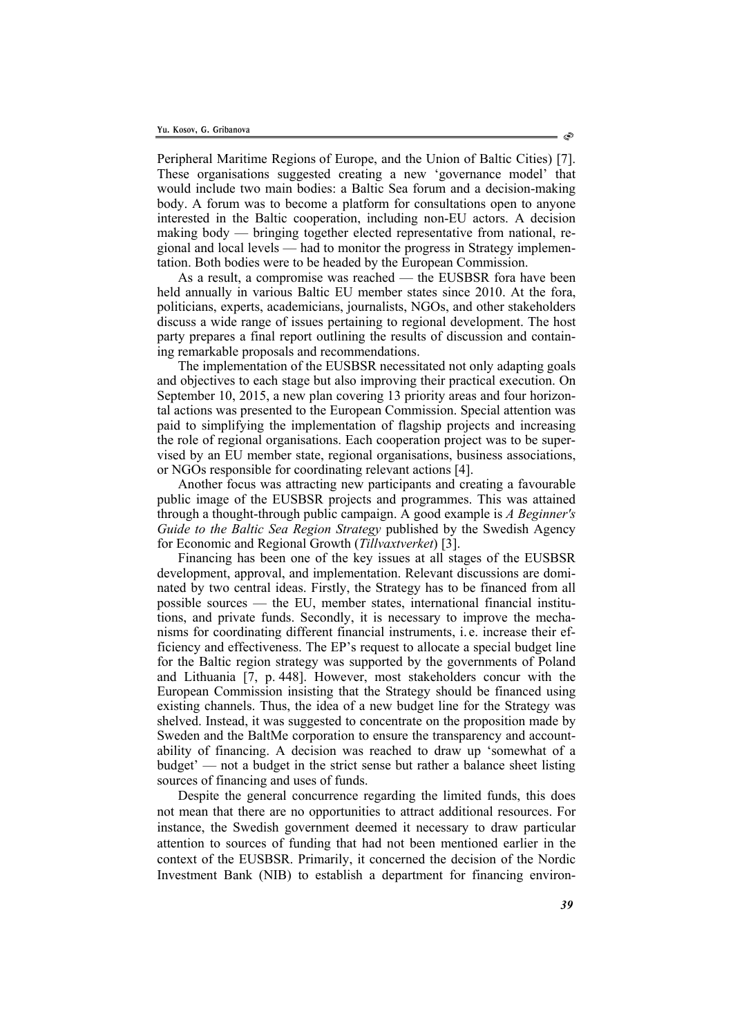Peripheral Maritime Regions of Europe, and the Union of Baltic Cities) [7]. These organisations suggested creating a new 'governance model' that would include two main bodies: a Baltic Sea forum and a decision-making body. A forum was to become a platform for consultations open to anyone interested in the Baltic cooperation, including non-EU actors. A decision making body — bringing together elected representative from national, regional and local levels — had to monitor the progress in Strategy implementation. Both bodies were to be headed by the European Commission.

As a result, a compromise was reached — the EUSBSR fora have been held annually in various Baltic EU member states since 2010. At the fora, politicians, experts, academicians, journalists, NGOs, and other stakeholders discuss a wide range of issues pertaining to regional development. The host party prepares a final report outlining the results of discussion and containing remarkable proposals and recommendations.

The implementation of the EUSBSR necessitated not only adapting goals and objectives to each stage but also improving their practical execution. On September 10, 2015, a new plan covering 13 priority areas and four horizontal actions was presented to the European Commission. Special attention was paid to simplifying the implementation of flagship projects and increasing the role of regional organisations. Each cooperation project was to be supervised by an EU member state, regional organisations, business associations, or NGOs responsible for coordinating relevant actions [4].

Another focus was attracting new participants and creating a favourable public image of the EUSBSR projects and programmes. This was attained through a thought-through public campaign. A good example is *A Beginner's Guide to the Baltic Sea Region Strategy* published by the Swedish Agency for Economic and Regional Growth (*Tillvaxtverket*) [3].

Financing has been one of the key issues at all stages of the EUSBSR development, approval, and implementation. Relevant discussions are dominated by two central ideas. Firstly, the Strategy has to be financed from all possible sources — the EU, member states, international financial institutions, and private funds. Secondly, it is necessary to improve the mechanisms for coordinating different financial instruments, i. e. increase their efficiency and effectiveness. The EP's request to allocate a special budget line for the Baltic region strategy was supported by the governments of Poland and Lithuania [7, p. 448]. However, most stakeholders concur with the European Commission insisting that the Strategy should be financed using existing channels. Thus, the idea of a new budget line for the Strategy was shelved. Instead, it was suggested to concentrate on the proposition made by Sweden and the BaltMe corporation to ensure the transparency and accountability of financing. A decision was reached to draw up 'somewhat of a budget' — not a budget in the strict sense but rather a balance sheet listing sources of financing and uses of funds.

Despite the general concurrence regarding the limited funds, this does not mean that there are no opportunities to attract additional resources. For instance, the Swedish government deemed it necessary to draw particular attention to sources of funding that had not been mentioned earlier in the context of the EUSBSR. Primarily, it concerned the decision of the Nordic Investment Bank (NIB) to establish a department for financing environ-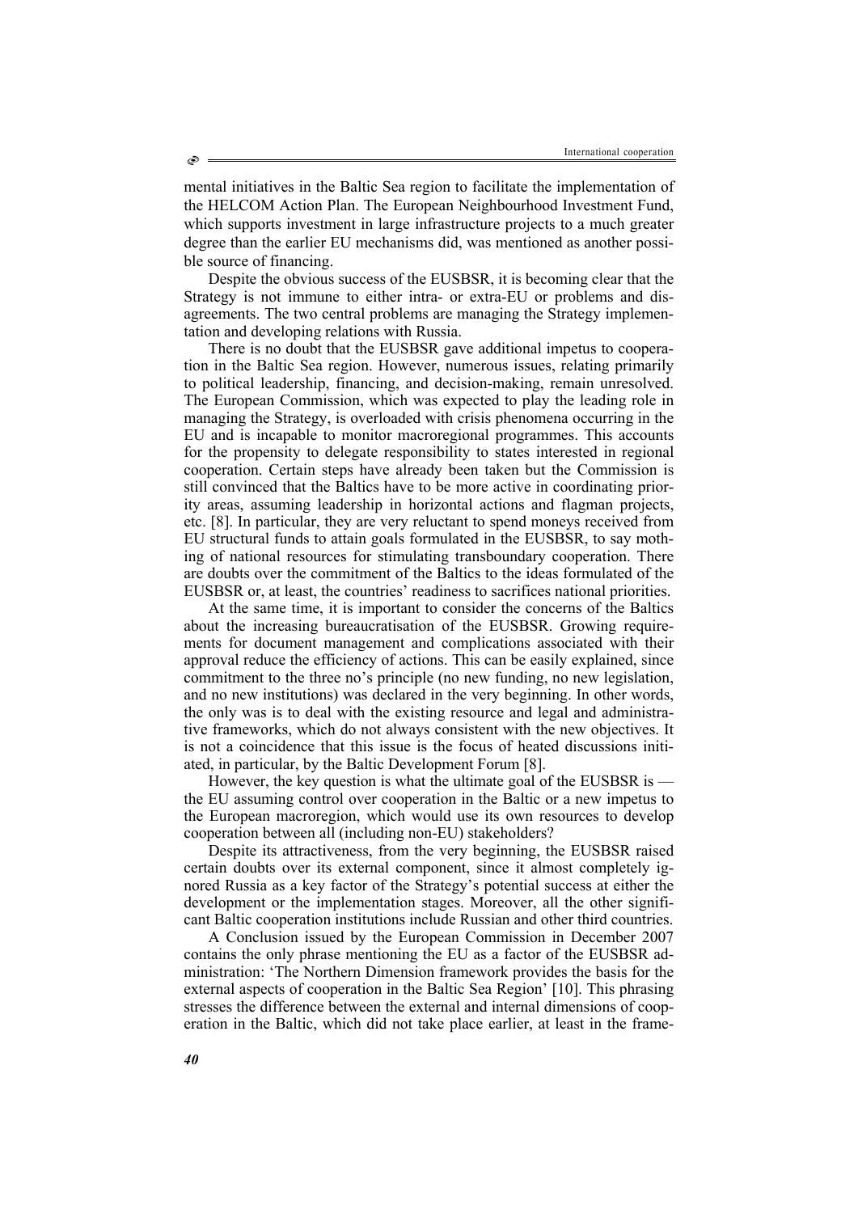mental initiatives in the Baltic Sea region to facilitate the implementation of the HELCOM Action Plan. The European Neighbourhood Investment Fund, which supports investment in large infrastructure projects to a much greater degree than the earlier EU mechanisms did, was mentioned as another possible source of financing.

Despite the obvious success of the EUSBSR, it is becoming clear that the Strategy is not immune to either intra- or extra-EU or problems and disagreements. The two central problems are managing the Strategy implementation and developing relations with Russia.

There is no doubt that the EUSBSR gave additional impetus to cooperation in the Baltic Sea region. However, numerous issues, relating primarily to political leadership, financing, and decision-making, remain unresolved. The European Commission, which was expected to play the leading role in managing the Strategy, is overloaded with crisis phenomena occurring in the EU and is incapable to monitor macroregional programmes. This accounts for the propensity to delegate responsibility to states interested in regional cooperation. Certain steps have already been taken but the Commission is still convinced that the Baltics have to be more active in coordinating priority areas, assuming leadership in horizontal actions and flagman projects, etc. [8]. In particular, they are very reluctant to spend moneys received from EU structural funds to attain goals formulated in the EUSBSR, to say mothing of national resources for stimulating transboundary cooperation. There are doubts over the commitment of the Baltics to the ideas formulated of the EUSBSR or, at least, the countries' readiness to sacrifices national priorities.

At the same time, it is important to consider the concerns of the Baltics about the increasing bureaucratisation of the EUSBSR. Growing requirements for document management and complications associated with their approval reduce the efficiency of actions. This can be easily explained, since commitment to the three no's principle (no new funding, no new legislation, and no new institutions) was declared in the very beginning. In other words, the only was is to deal with the existing resource and legal and administrative frameworks, which do not always consistent with the new objectives. It is not a coincidence that this issue is the focus of heated discussions initiated, in particular, by the Baltic Development Forum [8].

However, the key question is what the ultimate goal of the EUSBSR is — the EU assuming control over cooperation in the Baltic or a new impetus to the European macroregion, which would use its own resources to develop cooperation between all (including non-EU) stakeholders?

Despite its attractiveness, from the very beginning, the EUSBSR raised certain doubts over its external component, since it almost completely ignored Russia as a key factor of the Strategy's potential success at either the development or the implementation stages. Moreover, all the other significant Baltic cooperation institutions include Russian and other third countries.

A Conclusion issued by the European Commission in December 2007 contains the only phrase mentioning the EU as a factor of the EUSBSR administration: 'The Northern Dimension framework provides the basis for the external aspects of cooperation in the Baltic Sea Region' [10]. This phrasing stresses the difference between the external and internal dimensions of cooperation in the Baltic, which did not take place earlier, at least in the frame-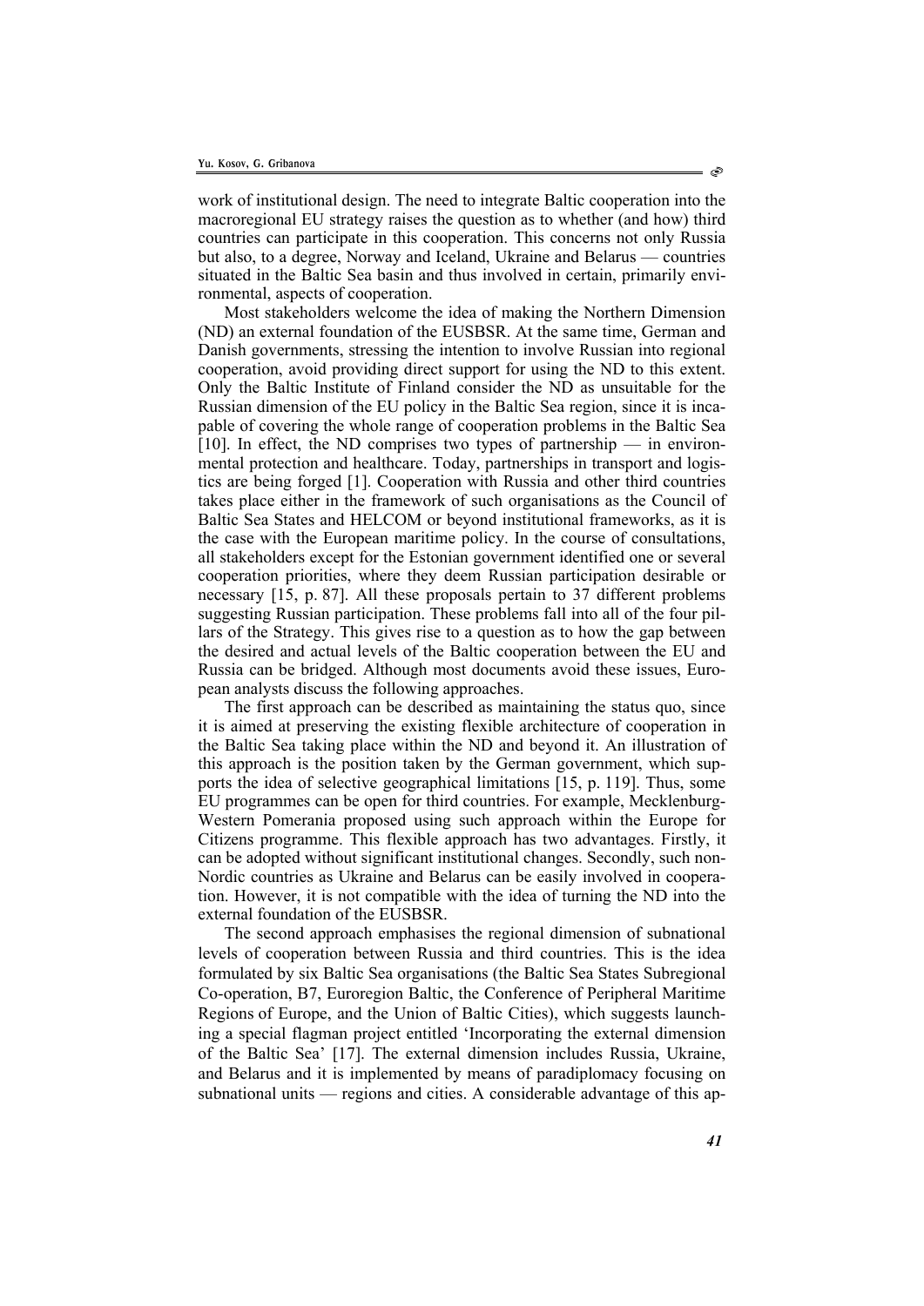work of institutional design. The need to integrate Baltic cooperation into the macroregional EU strategy raises the question as to whether (and how) third countries can participate in this cooperation. This concerns not only Russia but also, to a degree, Norway and Iceland, Ukraine and Belarus — countries situated in the Baltic Sea basin and thus involved in certain, primarily environmental, aspects of cooperation.

Most stakeholders welcome the idea of making the Northern Dimension (ND) an external foundation of the EUSBSR. At the same time, German and Danish governments, stressing the intention to involve Russian into regional cooperation, avoid providing direct support for using the ND to this extent. Only the Baltic Institute of Finland consider the ND as unsuitable for the Russian dimension of the EU policy in the Baltic Sea region, since it is incapable of covering the whole range of cooperation problems in the Baltic Sea [10]. In effect, the ND comprises two types of partnership — in environmental protection and healthcare. Today, partnerships in transport and logistics are being forged [1]. Cooperation with Russia and other third countries takes place either in the framework of such organisations as the Council of Baltic Sea States and HELCOM or beyond institutional frameworks, as it is the case with the European maritime policy. In the course of consultations, all stakeholders except for the Estonian government identified one or several cooperation priorities, where they deem Russian participation desirable or necessary [15, p. 87]. All these proposals pertain to 37 different problems suggesting Russian participation. These problems fall into all of the four pillars of the Strategy. This gives rise to a question as to how the gap between the desired and actual levels of the Baltic cooperation between the EU and Russia can be bridged. Although most documents avoid these issues, European analysts discuss the following approaches.

The first approach can be described as maintaining the status quo, since it is aimed at preserving the existing flexible architecture of cooperation in the Baltic Sea taking place within the ND and beyond it. An illustration of this approach is the position taken by the German government, which supports the idea of selective geographical limitations [15, p. 119]. Thus, some EU programmes can be open for third countries. For example, Mecklenburg-Western Pomerania proposed using such approach within the Europe for Citizens programme. This flexible approach has two advantages. Firstly, it can be adopted without significant institutional changes. Secondly, such non-Nordic countries as Ukraine and Belarus can be easily involved in cooperation. However, it is not compatible with the idea of turning the ND into the external foundation of the EUSBSR.

The second approach emphasises the regional dimension of subnational levels of cooperation between Russia and third countries. This is the idea formulated by six Baltic Sea organisations (the Baltic Sea States Subregional Co-operation, B7, Euroregion Baltic, the Conference of Peripheral Maritime Regions of Europe, and the Union of Baltic Cities), which suggests launching a special flagman project entitled 'Incorporating the external dimension of the Baltic Sea' [17]. The external dimension includes Russia, Ukraine, and Belarus and it is implemented by means of paradiplomacy focusing on subnational units — regions and cities. A considerable advantage of this ap-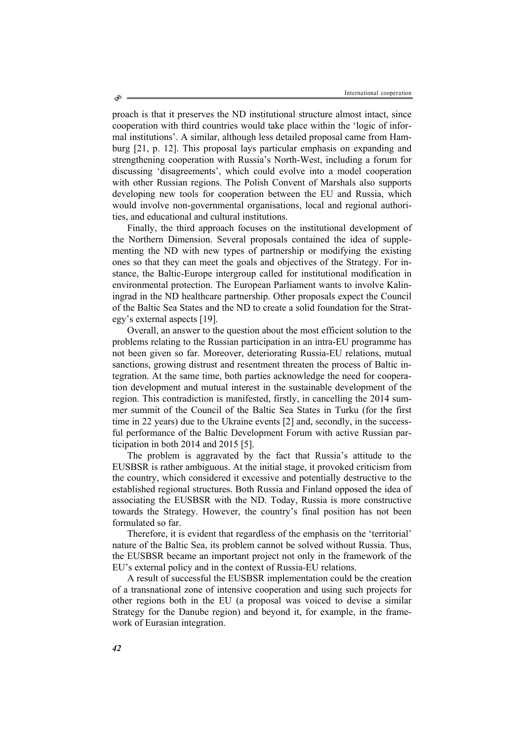proach is that it preserves the ND institutional structure almost intact, since cooperation with third countries would take place within the 'logic of informal institutions'. A similar, although less detailed proposal came from Hamburg [21, p. 12]. This proposal lays particular emphasis on expanding and strengthening cooperation with Russia's North-West, including a forum for discussing 'disagreements', which could evolve into a model cooperation with other Russian regions. The Polish Convent of Marshals also supports developing new tools for cooperation between the EU and Russia, which would involve non-governmental organisations, local and regional authorities, and educational and cultural institutions.

Finally, the third approach focuses on the institutional development of the Northern Dimension. Several proposals contained the idea of supplementing the ND with new types of partnership or modifying the existing ones so that they can meet the goals and objectives of the Strategy. For instance, the Baltic-Europe intergroup called for institutional modification in environmental protection. The European Parliament wants to involve Kaliningrad in the ND healthcare partnership. Other proposals expect the Council of the Baltic Sea States and the ND to create a solid foundation for the Strategy's external aspects [19].

Overall, an answer to the question about the most efficient solution to the problems relating to the Russian participation in an intra-EU programme has not been given so far. Moreover, deteriorating Russia-EU relations, mutual sanctions, growing distrust and resentment threaten the process of Baltic integration. At the same time, both parties acknowledge the need for cooperation development and mutual interest in the sustainable development of the region. This contradiction is manifested, firstly, in cancelling the 2014 summer summit of the Council of the Baltic Sea States in Turku (for the first time in 22 years) due to the Ukraine events [2] and, secondly, in the successful performance of the Baltic Development Forum with active Russian participation in both 2014 and 2015 [5].

The problem is aggravated by the fact that Russia's attitude to the EUSBSR is rather ambiguous. At the initial stage, it provoked criticism from the country, which considered it excessive and potentially destructive to the established regional structures. Both Russia and Finland opposed the idea of associating the EUSBSR with the ND. Today, Russia is more constructive towards the Strategy. However, the country's final position has not been formulated so far.

Therefore, it is evident that regardless of the emphasis on the 'territorial' nature of the Baltic Sea, its problem cannot be solved without Russia. Thus, the EUSBSR became an important project not only in the framework of the EU's external policy and in the context of Russia-EU relations.

A result of successful the EUSBSR implementation could be the creation of a transnational zone of intensive cooperation and using such projects for other regions both in the EU (a proposal was voiced to devise a similar Strategy for the Danube region) and beyond it, for example, in the framework of Eurasian integration.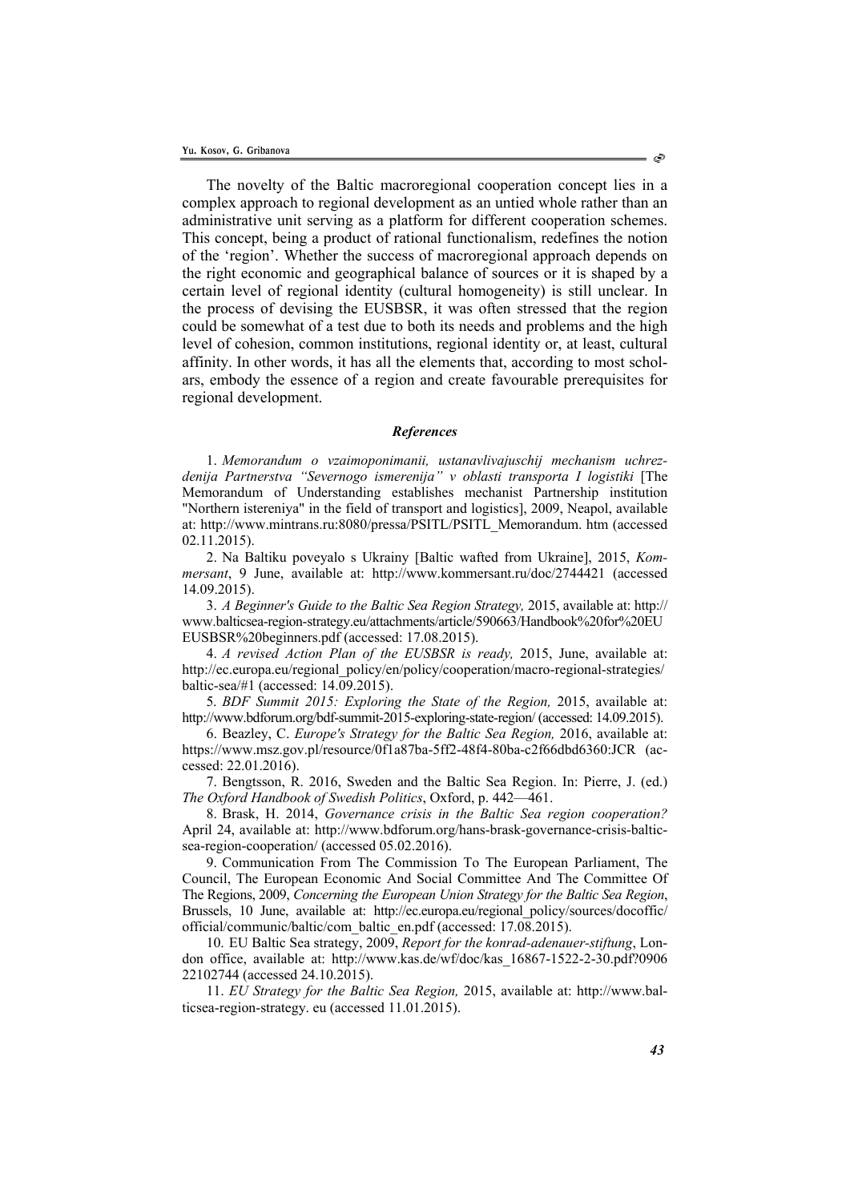The novelty of the Baltic macroregional cooperation concept lies in a complex approach to regional development as an untied whole rather than an administrative unit serving as a platform for different cooperation schemes. This concept, being a product of rational functionalism, redefines the notion of the 'region'. Whether the success of macroregional approach depends on the right economic and geographical balance of sources or it is shaped by a certain level of regional identity (cultural homogeneity) is still unclear. In the process of devising the EUSBSR, it was often stressed that the region could be somewhat of a test due to both its needs and problems and the high level of cohesion, common institutions, regional identity or, at least, cultural affinity. In other words, it has all the elements that, according to most scholars, embody the essence of a region and create favourable prerequisites for regional development.

### *References*

1. *Memorandum o vzaimoponimanii, ustanavlivajuschij mechanism uchrezdenija Partnerstva "Severnogo ismerenija" v oblasti transporta I logistiki* [The Memorandum of Understanding establishes mechanist Partnership institution "Northern istereniya" in the field of transport and logistics], 2009, Neapol, available at: http://www.mintrans.ru:8080/pressa/PSITL/PSITL_Memorandum. htm (accessed 02.11.2015).

2. Na Baltiku poveyalo s Ukrainy [Baltic wafted from Ukraine], 2015, *Kommersant*, 9 June, available at: http://www.kommersant.ru/doc/2744421 (accessed 14.09.2015).

3. *A Beginner's Guide to the Baltic Sea Region Strategy,* 2015, available at: http://www.balticsea-region-strategy.eu/attachments/article/590663/Handbook%20for%20EU EUSBSR%20beginners.pdf (accessed: 17.08.2015).

4. *A revised Action Plan of the EUSBSR is ready,* 2015, June, available at: http://ec.europa.eu/regional_policy/en/policy/cooperation/macro-regional-strategies/baltic-sea/#1 (accessed: 14.09.2015).

5. *BDF Summit 2015: Exploring the State of the Region,* 2015, available at: http://www.bdforum.org/bdf-summit-2015-exploring-state-region/ (accessed: 14.09.2015).

6. Beazley, C. *Europe's Strategy for the Baltic Sea Region,* 2016, available at: https://www.msz.gov.pl/resource/0f1a87ba-5ff2-48f4-80ba-c2f66dbd6360:JCR (accessed: 22.01.2016).

7. Bengtsson, R. 2016, Sweden and the Baltic Sea Region. In: Pierre, J. (ed.) *The Oxford Handbook of Swedish Politics*, Oxford, p. 442—461.

8. Brask, H. 2014, *Governance crisis in the Baltic Sea region cooperation?* April 24, available at: http://www.bdforum.org/hans-brask-governance-crisis-baltic-sea-region-cooperation/ (accessed 05.02.2016).

9. Communication From The Commission To The European Parliament, The Council, The European Economic And Social Committee And The Committee Of The Regions, 2009, *Concerning the European Union Strategy for the Baltic Sea Region*, Brussels, 10 June, available at: http://ec.europa.eu/regional_policy/sources/docoffic/official/communic/baltic/com_baltic_en.pdf (accessed: 17.08.2015).

10. EU Baltic Sea strategy, 2009, *Report for the konrad-adenauer-stiftung*, London office, available at: http://www.kas.de/wf/doc/kas_16867-1522-2-30.pdf?0906 22102744 (accessed 24.10.2015).

11. *EU Strategy for the Baltic Sea Region,* 2015, available at: http://www.balticsea-region-strategy. eu (accessed 11.01.2015).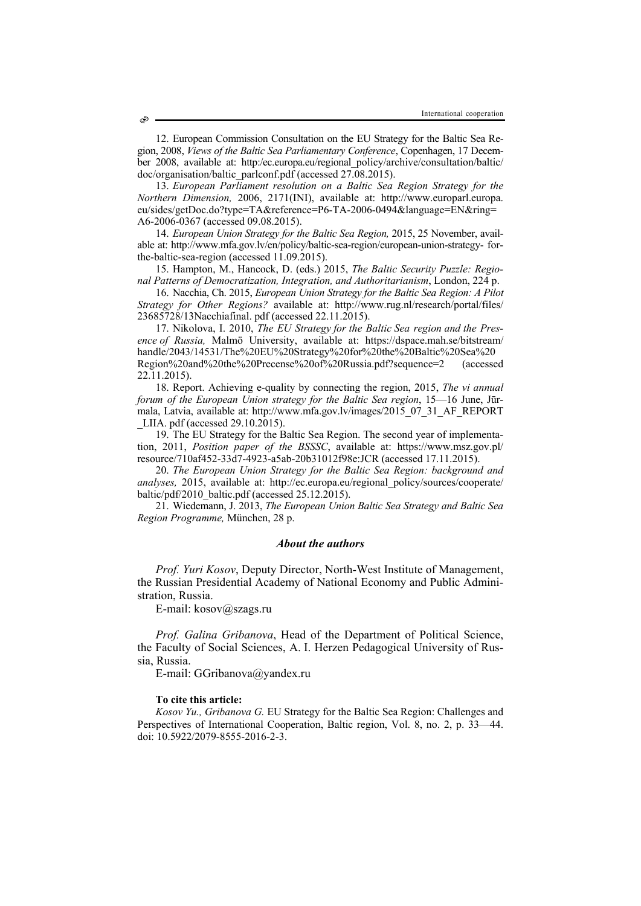12. European Commission Consultation on the EU Strategy for the Baltic Sea Region, 2008, *Views of the Baltic Sea Parliamentary Conference*, Copenhagen, 17 December 2008, available at: http:/ec.europa.eu/regional_policy/archive/consultation/baltic/doc/organisation/baltic_parlconf.pdf (accessed 27.08.2015).

13. *European Parliament resolution on a Baltic Sea Region Strategy for the Northern Dimension,* 2006, 2171(INI), available at: http://www.europarl.europa.eu/sides/getDoc.do?type=TA&reference=P6-TA-2006-0494&language=EN&ring=A6-2006-0367 (accessed 09.08.2015).

14. *European Union Strategy for the Baltic Sea Region,* 2015, 25 November, available at: http://www.mfa.gov.lv/en/policy/baltic-sea-region/european-union-strategy- for-the-baltic-sea-region (accessed 11.09.2015).

15. Hampton, M., Hancock, D. (eds.) 2015, *The Baltic Security Puzzle: Regional Patterns of Democratization, Integration, and Authoritarianism*, London, 224 p.

16. Nacchia, Ch. 2015, *European Union Strategy for the Baltic Sea Region: A Pilot Strategy for Other Regions?* available at: http://www.rug.nl/research/portal/files/23685728/13Nacchiafinal. pdf (accessed 22.11.2015).

17. Nikolova, I. 2010, *The EU Strategy for the Baltic Sea region and the Presence of Russia,* Malmö University, available at: https://dspace.mah.se/bitstream/handle/2043/14531/The%20EU%20Strategy%20for%20the%20Baltic%20Sea%20Region%20and%20the%20Precense%20of%20Russia.pdf?sequence=2 (accessed 22.11.2015).

18. Report. Achieving e-quality by connecting the region, 2015, *The vi annual forum of the European Union strategy for the Baltic Sea region*, 15—16 June, Jūrmala, Latvia, available at: http://www.mfa.gov.lv/images/2015_07_31_AF_REPORT_LIIA. pdf (accessed 29.10.2015).

19. The EU Strategy for the Baltic Sea Region. The second year of implementation, 2011, *Position paper of the BSSSC*, available at: https://www.msz.gov.pl/resource/710af452-33d7-4923-a5ab-20b31012f98e:JCR (accessed 17.11.2015).

20. *The European Union Strategy for the Baltic Sea Region: background and analyses,* 2015, available at: http://ec.europa.eu/regional_policy/sources/cooperate/baltic/pdf/2010_baltic.pdf (accessed 25.12.2015).

21. Wiedemann, J. 2013, *The European Union Baltic Sea Strategy and Baltic Sea Region Programme,* München, 28 p.

### *About the authors*

*Prof. Yuri Kosov*, Deputy Director, North-West Institute of Management, the Russian Presidential Academy of National Economy and Public Administration, Russia.

E-mail: kosov@szags.ru

*Prof. Galina Gribanova*, Head of the Department of Political Science, the Faculty of Social Sciences, A. I. Herzen Pedagogical University of Russia, Russia.

E-mail: GGribanova@yandex.ru

**To cite this article:**

*Kosov Yu., Gribanova G.* EU Strategy for the Baltic Sea Region: Challenges and Perspectives of International Cooperation, Baltic region, Vol. 8, no. 2, p. 33—44. doi: 10.5922/2079-8555-2016-2-3.